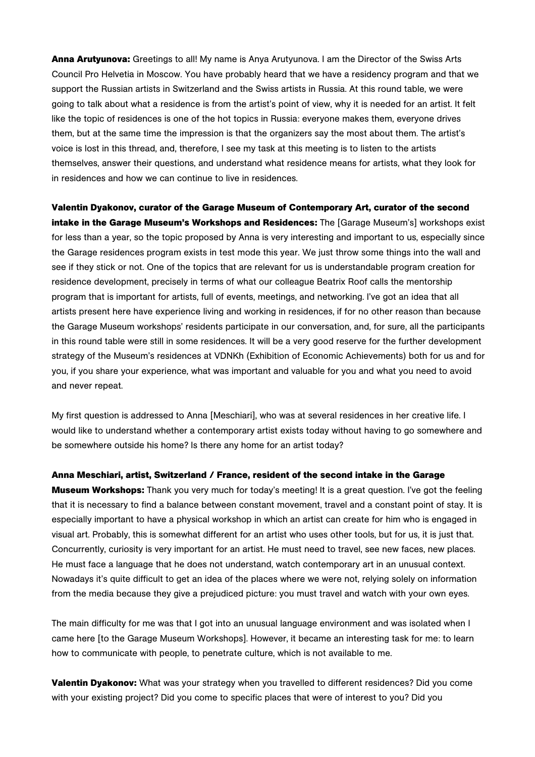**Anna Arutyunova:** Greetings to all! My name is Anya Arutyunova. I am the Director of the Swiss Arts Council Pro Helvetia in Moscow. You have probably heard that we have a residency program and that we support the Russian artists in Switzerland and the Swiss artists in Russia. At this round table, we were going to talk about what a residence is from the artist's point of view, why it is needed for an artist. It felt like the topic of residences is one of the hot topics in Russia: everyone makes them, everyone drives them, but at the same time the impression is that the organizers say the most about them. The artist's voice is lost in this thread, and, therefore, I see my task at this meeting is to listen to the artists themselves, answer their questions, and understand what residence means for artists, what they look for in residences and how we can continue to live in residences.

**Valentin Dyakonov, curator of the Garage Museum of Contemporary Art, curator of the second intake in the Garage Museum's Workshops and Residences:** The [Garage Museum's] workshops exist for less than a year, so the topic proposed by Anna is very interesting and important to us, especially since the Garage residences program exists in test mode this year. We just throw some things into the wall and see if they stick or not. One of the topics that are relevant for us is understandable program creation for residence development, precisely in terms of what our colleague Beatrix Roof calls the mentorship program that is important for artists, full of events, meetings, and networking. I've got an idea that all artists present here have experience living and working in residences, if for no other reason than because the Garage Museum workshops' residents participate in our conversation, and, for sure, all the participants in this round table were still in some residences. It will be a very good reserve for the further development strategy of the Museum's residences at VDNKh (Exhibition of Economic Achievements) both for us and for you, if you share your experience, what was important and valuable for you and what you need to avoid and never repeat.

My first question is addressed to Anna [Meschiari], who was at several residences in her creative life. I would like to understand whether a contemporary artist exists today without having to go somewhere and be somewhere outside his home? Is there any home for an artist today?

**Anna Meschiari, artist, Switzerland / France, resident of the second intake in the Garage Museum Workshops:** Thank you very much for today's meeting! It is a great question. I've got the feeling that it is necessary to find a balance between constant movement, travel and a constant point of stay. It is especially important to have a physical workshop in which an artist can create for him who is engaged in visual art. Probably, this is somewhat different for an artist who uses other tools, but for us, it is just that. Concurrently, curiosity is very important for an artist. He must need to travel, see new faces, new places. He must face a language that he does not understand, watch contemporary art in an unusual context. Nowadays it's quite difficult to get an idea of the places where we were not, relying solely on information from the media because they give a prejudiced picture: you must travel and watch with your own eyes.

The main difficulty for me was that I got into an unusual language environment and was isolated when I came here [to the Garage Museum Workshops]. However, it became an interesting task for me: to learn how to communicate with people, to penetrate culture, which is not available to me.

**Valentin Dyakonov:** What was your strategy when you travelled to different residences? Did you come with your existing project? Did you come to specific places that were of interest to you? Did you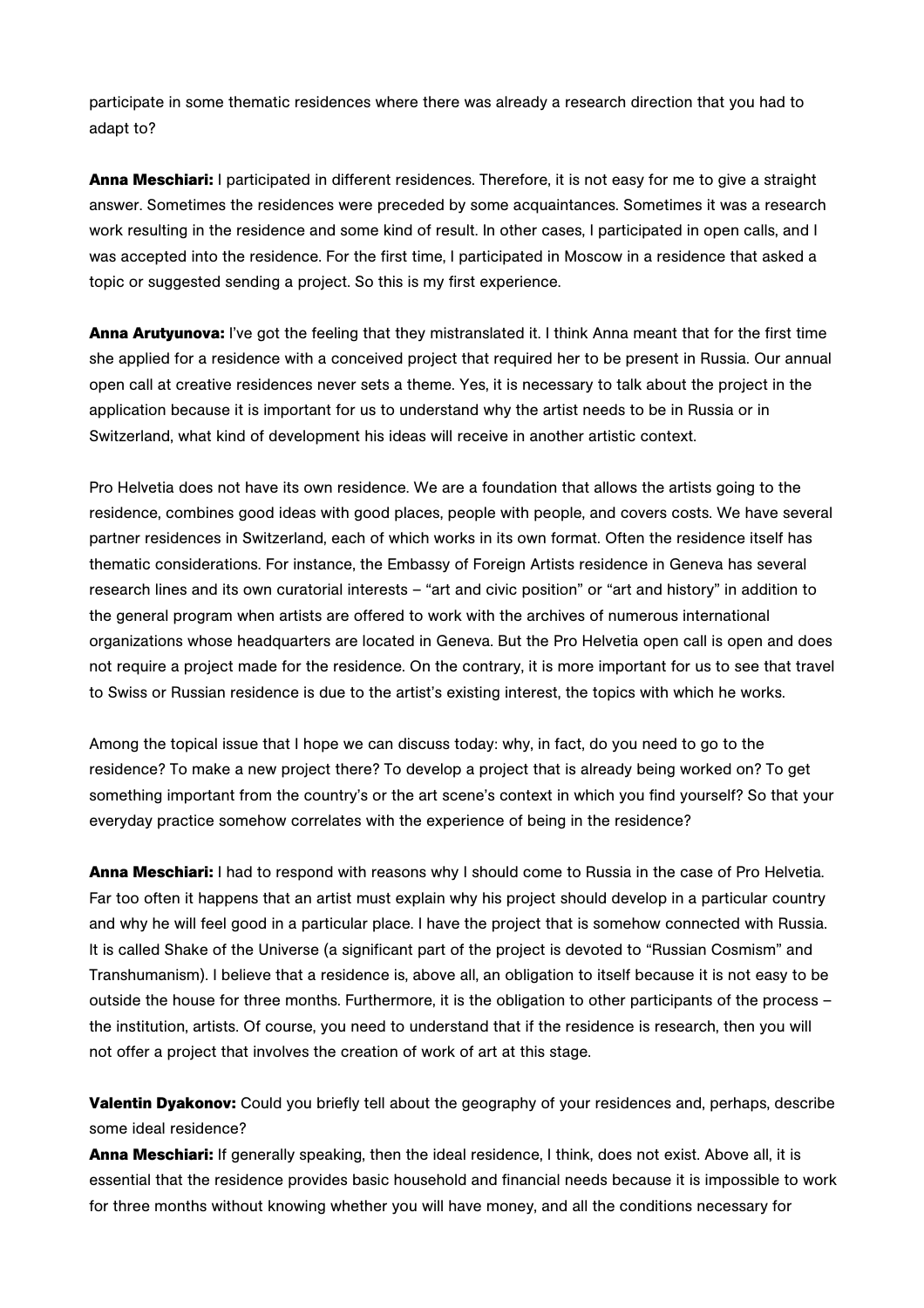participate in some thematic residences where there was already a research direction that you had to adapt to?

**Anna Meschiari:** I participated in different residences. Therefore, it is not easy for me to give a straight answer. Sometimes the residences were preceded by some acquaintances. Sometimes it was a research work resulting in the residence and some kind of result. In other cases, I participated in open calls, and I was accepted into the residence. For the first time, I participated in Moscow in a residence that asked a topic or suggested sending a project. So this is my first experience.

**Anna Arutyunova:** I've got the feeling that they mistranslated it. I think Anna meant that for the first time she applied for a residence with a conceived project that required her to be present in Russia. Our annual open call at creative residences never sets a theme. Yes, it is necessary to talk about the project in the application because it is important for us to understand why the artist needs to be in Russia or in Switzerland, what kind of development his ideas will receive in another artistic context.

Pro Helvetia does not have its own residence. We are a foundation that allows the artists going to the residence, combines good ideas with good places, people with people, and covers costs. We have several partner residences in Switzerland, each of which works in its own format. Often the residence itself has thematic considerations. For instance, the Embassy of Foreign Artists residence in Geneva has several research lines and its own curatorial interests – "art and civic position" or "art and history" in addition to the general program when artists are offered to work with the archives of numerous international organizations whose headquarters are located in Geneva. But the Pro Helvetia open call is open and does not require a project made for the residence. On the contrary, it is more important for us to see that travel to Swiss or Russian residence is due to the artist's existing interest, the topics with which he works.

Among the topical issue that I hope we can discuss today: why, in fact, do you need to go to the residence? To make a new project there? To develop a project that is already being worked on? To get something important from the country's or the art scene's context in which you find yourself? So that your everyday practice somehow correlates with the experience of being in the residence?

**Anna Meschiari:** I had to respond with reasons why I should come to Russia in the case of Pro Helvetia. Far too often it happens that an artist must explain why his project should develop in a particular country and why he will feel good in a particular place. I have the project that is somehow connected with Russia. It is called Shake of the Universe (a significant part of the project is devoted to "Russian Cosmism" and Transhumanism). I believe that a residence is, above all, an obligation to itself because it is not easy to be outside the house for three months. Furthermore, it is the obligation to other participants of the process – the institution, artists. Of course, you need to understand that if the residence is research, then you will not offer a project that involves the creation of work of art at this stage.

**Valentin Dyakonov:** Could you briefly tell about the geography of your residences and, perhaps, describe some ideal residence?

**Anna Meschiari:** If generally speaking, then the ideal residence, I think, does not exist. Above all, it is essential that the residence provides basic household and financial needs because it is impossible to work for three months without knowing whether you will have money, and all the conditions necessary for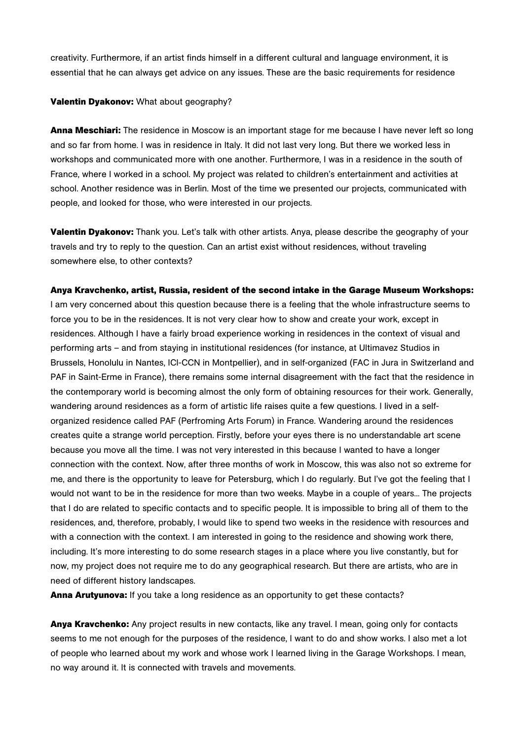creativity. Furthermore, if an artist finds himself in a different cultural and language environment, it is essential that he can always get advice on any issues. These are the basic requirements for residence

**Valentin Dyakonov:** What about geography?

**Anna Meschiari:** The residence in Moscow is an important stage for me because I have never left so long and so far from home. I was in residence in Italy. It did not last very long. But there we worked less in workshops and communicated more with one another. Furthermore, I was in a residence in the south of France, where I worked in a school. My project was related to children's entertainment and activities at school. Another residence was in Berlin. Most of the time we presented our projects, communicated with people, and looked for those, who were interested in our projects.

**Valentin Dyakonov:** Thank you. Let's talk with other artists. Anya, please describe the geography of your travels and try to reply to the question. Can an artist exist without residences, without traveling somewhere else, to other contexts?

**Anya Kravchenko, artist, Russia, resident of the second intake in the Garage Museum Workshops:** I am very concerned about this question because there is a feeling that the whole infrastructure seems to force you to be in the residences. It is not very clear how to show and create your work, except in residences. Although I have a fairly broad experience working in residences in the context of visual and performing arts – and from staying in institutional residences (for instance, at Ultimavez Studios in Brussels, Honolulu in Nantes, ICI-CCN in Montpellier), and in self-organized (FAC in Jura in Switzerland and PAF in Saint-Erme in France), there remains some internal disagreement with the fact that the residence in the contemporary world is becoming almost the only form of obtaining resources for their work. Generally, wandering around residences as a form of artistic life raises quite a few questions. I lived in a self-organized residence called PAF (Perfroming Arts Forum) in France. Wandering around the residences creates quite a strange world perception. Firstly, before your eyes there is no understandable art scene because you move all the time. I was not very interested in this because I wanted to have a longer connection with the context. Now, after three months of work in Moscow, this was also not so extreme for me, and there is the opportunity to leave for Petersburg, which I do regularly. But I've got the feeling that I would not want to be in the residence for more than two weeks. Maybe in a couple of years... The projects that I do are related to specific contacts and to specific people. It is impossible to bring all of them to the residences, and, therefore, probably, I would like to spend two weeks in the residence with resources and with a connection with the context. I am interested in going to the residence and showing work there, including. It's more interesting to do some research stages in a place where you live constantly, but for now, my project does not require me to do any geographical research. But there are artists, who are in need of different history landscapes.

**Anna Arutyunova:** If you take a long residence as an opportunity to get these contacts?

**Anya Kravchenko:** Any project results in new contacts, like any travel. I mean, going only for contacts seems to me not enough for the purposes of the residence, I want to do and show works. I also met a lot of people who learned about my work and whose work I learned living in the Garage Workshops. I mean, no way around it. It is connected with travels and movements.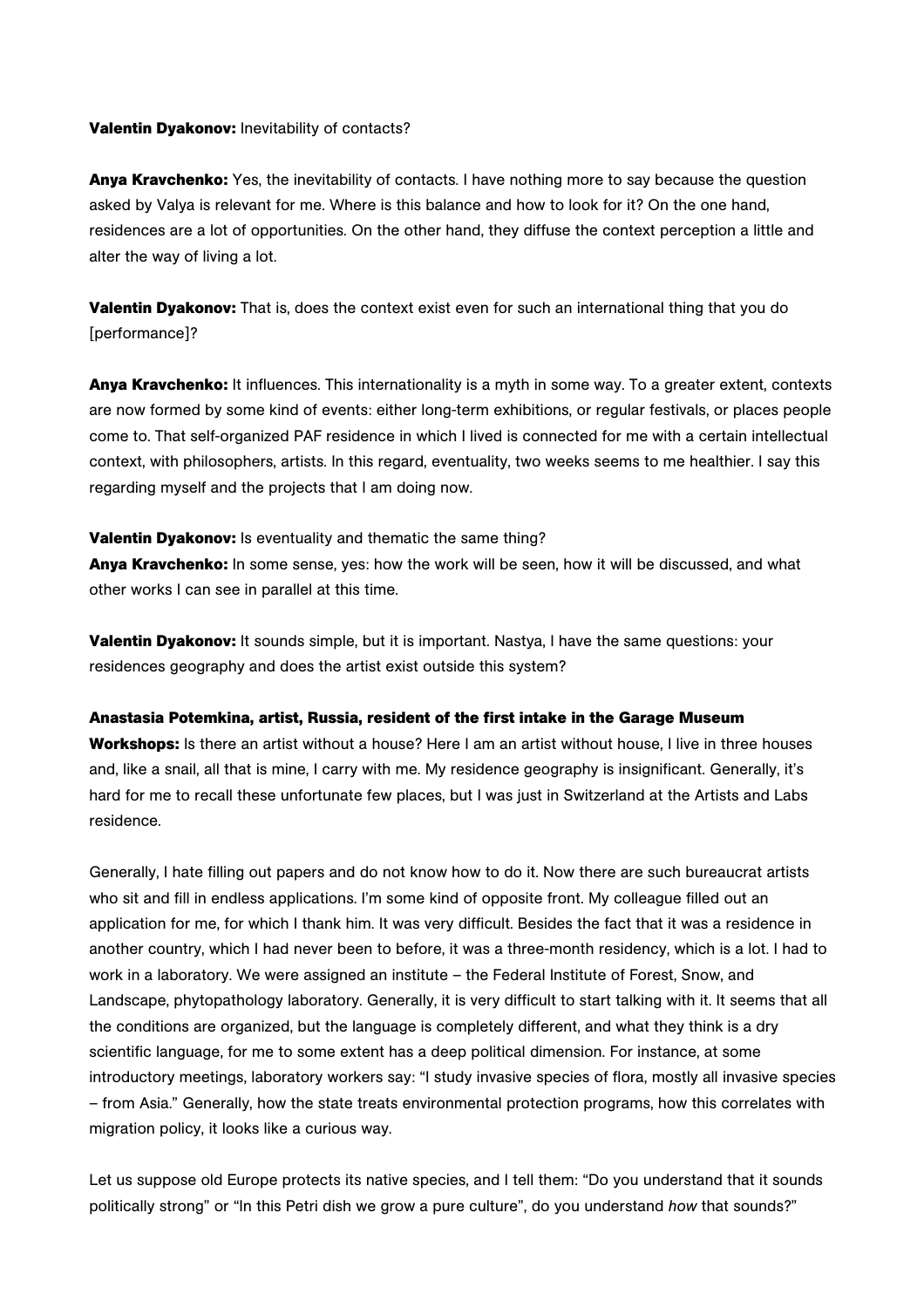**Valentin Dyakonov:** Inevitability of contacts?

**Anya Kravchenko:** Yes, the inevitability of contacts. I have nothing more to say because the question asked by Valya is relevant for me. Where is this balance and how to look for it? On the one hand, residences are a lot of opportunities. On the other hand, they diffuse the context perception a little and alter the way of living a lot.

**Valentin Dyakonov:** That is, does the context exist even for such an international thing that you do [performance]?

**Anya Kravchenko:** It influences. This internationality is a myth in some way. To a greater extent, contexts are now formed by some kind of events: either long-term exhibitions, or regular festivals, or places people come to. That self-organized PAF residence in which I lived is connected for me with a certain intellectual context, with philosophers, artists. In this regard, eventuality, two weeks seems to me healthier. I say this regarding myself and the projects that I am doing now.

**Valentin Dyakonov:** Is eventuality and thematic the same thing?
**Anya Kravchenko:** In some sense, yes: how the work will be seen, how it will be discussed, and what other works I can see in parallel at this time.

**Valentin Dyakonov:** It sounds simple, but it is important. Nastya, I have the same questions: your residences geography and does the artist exist outside this system?

**Anastasia Potemkina, artist, Russia, resident of the first intake in the Garage Museum Workshops:** Is there an artist without a house? Here I am an artist without house, I live in three houses and, like a snail, all that is mine, I carry with me. My residence geography is insignificant. Generally, it's hard for me to recall these unfortunate few places, but I was just in Switzerland at the Artists and Labs residence.

Generally, I hate filling out papers and do not know how to do it. Now there are such bureaucrat artists who sit and fill in endless applications. I'm some kind of opposite front. My colleague filled out an application for me, for which I thank him. It was very difficult. Besides the fact that it was a residence in another country, which I had never been to before, it was a three-month residency, which is a lot. I had to work in a laboratory. We were assigned an institute – the Federal Institute of Forest, Snow, and Landscape, phytopathology laboratory. Generally, it is very difficult to start talking with it. It seems that all the conditions are organized, but the language is completely different, and what they think is a dry scientific language, for me to some extent has a deep political dimension. For instance, at some introductory meetings, laboratory workers say: "I study invasive species of flora, mostly all invasive species – from Asia." Generally, how the state treats environmental protection programs, how this correlates with migration policy, it looks like a curious way.

Let us suppose old Europe protects its native species, and I tell them: "Do you understand that it sounds politically strong" or "In this Petri dish we grow a pure culture", do you understand *how* that sounds?"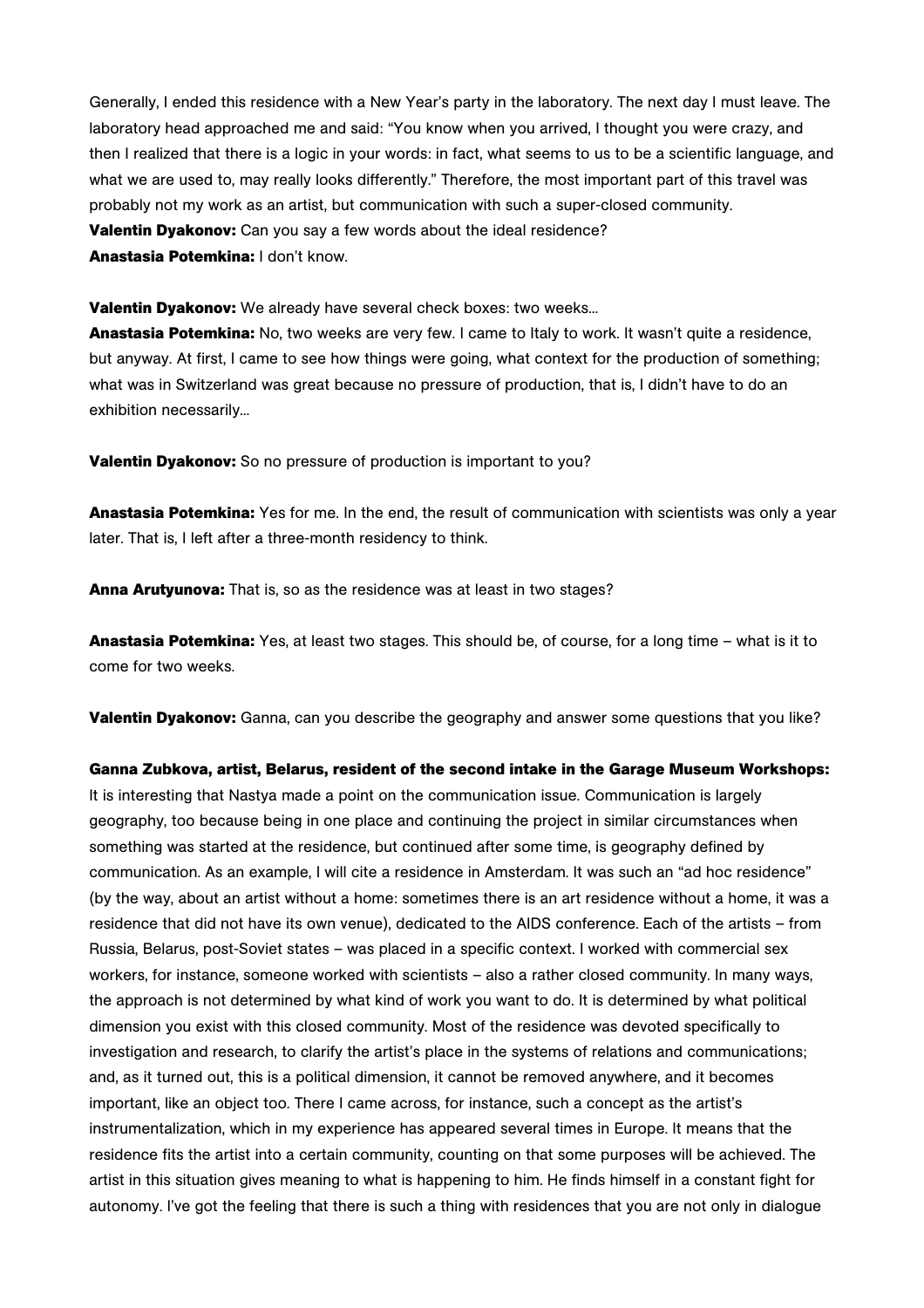Generally, I ended this residence with a New Year's party in the laboratory. The next day I must leave. The laboratory head approached me and said: "You know when you arrived, I thought you were crazy, and then I realized that there is a logic in your words: in fact, what seems to us to be a scientific language, and what we are used to, may really looks differently." Therefore, the most important part of this travel was probably not my work as an artist, but communication with such a super-closed community.

**Valentin Dyakonov:** Can you say a few words about the ideal residence?

**Anastasia Potemkina:** I don't know.

**Valentin Dyakonov:** We already have several check boxes: two weeks...

**Anastasia Potemkina:** No, two weeks are very few. I came to Italy to work. It wasn't quite a residence, but anyway. At first, I came to see how things were going, what context for the production of something; what was in Switzerland was great because no pressure of production, that is, I didn't have to do an exhibition necessarily...

**Valentin Dyakonov:** So no pressure of production is important to you?

**Anastasia Potemkina:** Yes for me. In the end, the result of communication with scientists was only a year later. That is, I left after a three-month residency to think.

**Anna Arutyunova:** That is, so as the residence was at least in two stages?

**Anastasia Potemkina:** Yes, at least two stages. This should be, of course, for a long time – what is it to come for two weeks.

**Valentin Dyakonov:** Ganna, can you describe the geography and answer some questions that you like?

**Ganna Zubkova, artist, Belarus, resident of the second intake in the Garage Museum Workshops:** It is interesting that Nastya made a point on the communication issue. Communication is largely geography, too because being in one place and continuing the project in similar circumstances when something was started at the residence, but continued after some time, is geography defined by communication. As an example, I will cite a residence in Amsterdam. It was such an "ad hoc residence" (by the way, about an artist without a home: sometimes there is an art residence without a home, it was a residence that did not have its own venue), dedicated to the AIDS conference. Each of the artists – from Russia, Belarus, post-Soviet states – was placed in a specific context. I worked with commercial sex workers, for instance, someone worked with scientists – also a rather closed community. In many ways, the approach is not determined by what kind of work you want to do. It is determined by what political dimension you exist with this closed community. Most of the residence was devoted specifically to investigation and research, to clarify the artist's place in the systems of relations and communications; and, as it turned out, this is a political dimension, it cannot be removed anywhere, and it becomes important, like an object too. There I came across, for instance, such a concept as the artist's instrumentalization, which in my experience has appeared several times in Europe. It means that the residence fits the artist into a certain community, counting on that some purposes will be achieved. The artist in this situation gives meaning to what is happening to him. He finds himself in a constant fight for autonomy. I've got the feeling that there is such a thing with residences that you are not only in dialogue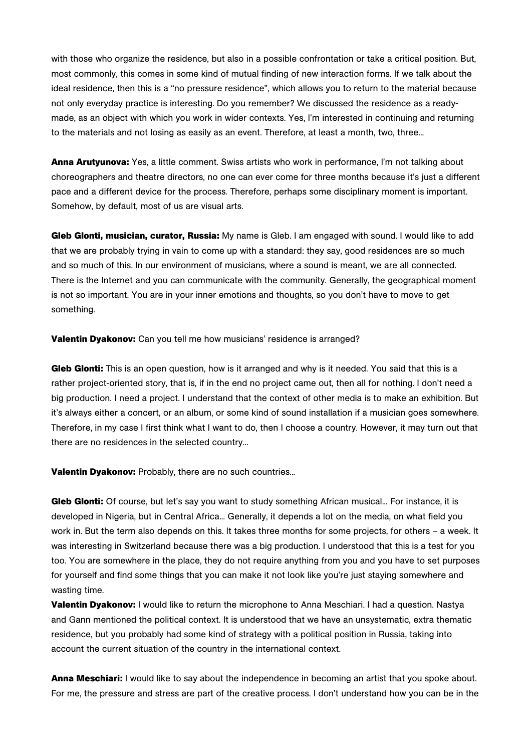with those who organize the residence, but also in a possible confrontation or take a critical position. But, most commonly, this comes in some kind of mutual finding of new interaction forms. If we talk about the ideal residence, then this is a "no pressure residence", which allows you to return to the material because not only everyday practice is interesting. Do you remember? We discussed the residence as a ready-made, as an object with which you work in wider contexts. Yes, I'm interested in continuing and returning to the materials and not losing as easily as an event. Therefore, at least a month, two, three...

**Anna Arutyunova:** Yes, a little comment. Swiss artists who work in performance, I'm not talking about choreographers and theatre directors, no one can ever come for three months because it's just a different pace and a different device for the process. Therefore, perhaps some disciplinary moment is important. Somehow, by default, most of us are visual arts.

**Gleb Glonti, musician, curator, Russia:** My name is Gleb. I am engaged with sound. I would like to add that we are probably trying in vain to come up with a standard: they say, good residences are so much and so much of this. In our environment of musicians, where a sound is meant, we are all connected. There is the Internet and you can communicate with the community. Generally, the geographical moment is not so important. You are in your inner emotions and thoughts, so you don't have to move to get something.

**Valentin Dyakonov:** Can you tell me how musicians' residence is arranged?

**Gleb Glonti:** This is an open question, how is it arranged and why is it needed. You said that this is a rather project-oriented story, that is, if in the end no project came out, then all for nothing. I don't need a big production. I need a project. I understand that the context of other media is to make an exhibition. But it's always either a concert, or an album, or some kind of sound installation if a musician goes somewhere. Therefore, in my case I first think what I want to do, then I choose a country. However, it may turn out that there are no residences in the selected country...

**Valentin Dyakonov:** Probably, there are no such countries...

**Gleb Glonti:** Of course, but let's say you want to study something African musical... For instance, it is developed in Nigeria, but in Central Africa... Generally, it depends a lot on the media, on what field you work in. But the term also depends on this. It takes three months for some projects, for others – a week. It was interesting in Switzerland because there was a big production. I understood that this is a test for you too. You are somewhere in the place, they do not require anything from you and you have to set purposes for yourself and find some things that you can make it not look like you're just staying somewhere and wasting time.

**Valentin Dyakonov:** I would like to return the microphone to Anna Meschiari. I had a question. Nastya and Gann mentioned the political context. It is understood that we have an unsystematic, extra thematic residence, but you probably had some kind of strategy with a political position in Russia, taking into account the current situation of the country in the international context.

**Anna Meschiari:** I would like to say about the independence in becoming an artist that you spoke about. For me, the pressure and stress are part of the creative process. I don't understand how you can be in the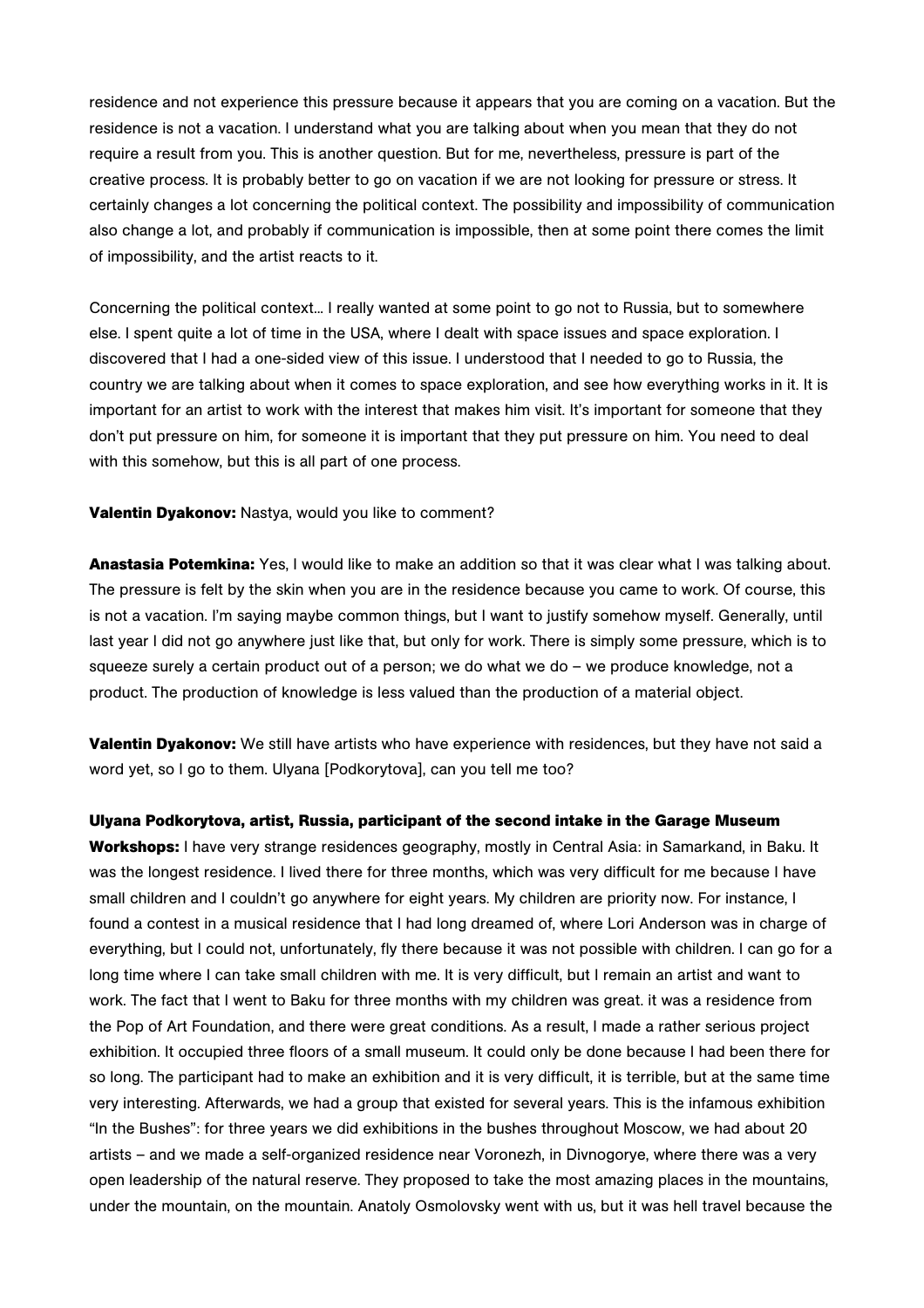residence and not experience this pressure because it appears that you are coming on a vacation. But the residence is not a vacation. I understand what you are talking about when you mean that they do not require a result from you. This is another question. But for me, nevertheless, pressure is part of the creative process. It is probably better to go on vacation if we are not looking for pressure or stress. It certainly changes a lot concerning the political context. The possibility and impossibility of communication also change a lot, and probably if communication is impossible, then at some point there comes the limit of impossibility, and the artist reacts to it.

Concerning the political context… I really wanted at some point to go not to Russia, but to somewhere else. I spent quite a lot of time in the USA, where I dealt with space issues and space exploration. I discovered that I had a one-sided view of this issue. I understood that I needed to go to Russia, the country we are talking about when it comes to space exploration, and see how everything works in it. It is important for an artist to work with the interest that makes him visit. It's important for someone that they don't put pressure on him, for someone it is important that they put pressure on him. You need to deal with this somehow, but this is all part of one process.

**Valentin Dyakonov:** Nastya, would you like to comment?

**Anastasia Potemkina:** Yes, I would like to make an addition so that it was clear what I was talking about. The pressure is felt by the skin when you are in the residence because you came to work. Of course, this is not a vacation. I'm saying maybe common things, but I want to justify somehow myself. Generally, until last year I did not go anywhere just like that, but only for work. There is simply some pressure, which is to squeeze surely a certain product out of a person; we do what we do – we produce knowledge, not a product. The production of knowledge is less valued than the production of a material object.

**Valentin Dyakonov:** We still have artists who have experience with residences, but they have not said a word yet, so I go to them. Ulyana [Podkorytova], can you tell me too?

**Ulyana Podkorytova, artist, Russia, participant of the second intake in the Garage Museum Workshops:** I have very strange residences geography, mostly in Central Asia: in Samarkand, in Baku. It was the longest residence. I lived there for three months, which was very difficult for me because I have small children and I couldn't go anywhere for eight years. My children are priority now. For instance, I found a contest in a musical residence that I had long dreamed of, where Lori Anderson was in charge of everything, but I could not, unfortunately, fly there because it was not possible with children. I can go for a long time where I can take small children with me. It is very difficult, but I remain an artist and want to work. The fact that I went to Baku for three months with my children was great. it was a residence from the Pop of Art Foundation, and there were great conditions. As a result, I made a rather serious project exhibition. It occupied three floors of a small museum. It could only be done because I had been there for so long. The participant had to make an exhibition and it is very difficult, it is terrible, but at the same time very interesting. Afterwards, we had a group that existed for several years. This is the infamous exhibition "In the Bushes": for three years we did exhibitions in the bushes throughout Moscow, we had about 20 artists – and we made a self-organized residence near Voronezh, in Divnogorye, where there was a very open leadership of the natural reserve. They proposed to take the most amazing places in the mountains, under the mountain, on the mountain. Anatoly Osmolovsky went with us, but it was hell travel because the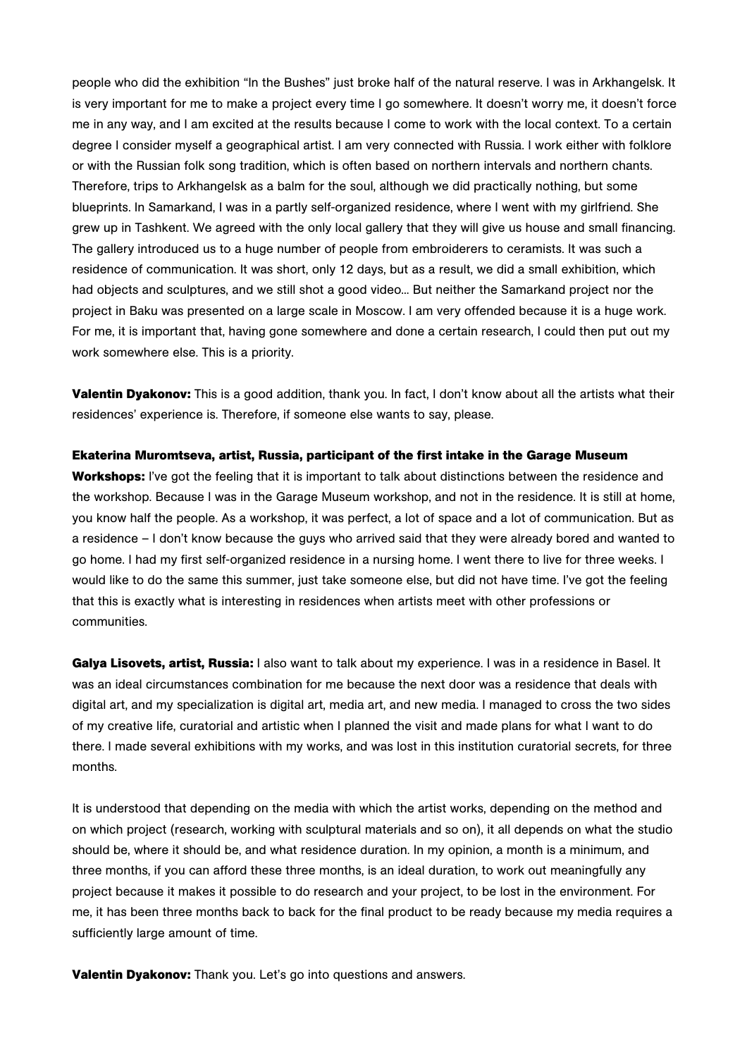people who did the exhibition "In the Bushes" just broke half of the natural reserve. I was in Arkhangelsk. It is very important for me to make a project every time I go somewhere. It doesn't worry me, it doesn't force me in any way, and I am excited at the results because I come to work with the local context. To a certain degree I consider myself a geographical artist. I am very connected with Russia. I work either with folklore or with the Russian folk song tradition, which is often based on northern intervals and northern chants. Therefore, trips to Arkhangelsk as a balm for the soul, although we did practically nothing, but some blueprints. In Samarkand, I was in a partly self-organized residence, where I went with my girlfriend. She grew up in Tashkent. We agreed with the only local gallery that they will give us house and small financing. The gallery introduced us to a huge number of people from embroiderers to ceramists. It was such a residence of communication. It was short, only 12 days, but as a result, we did a small exhibition, which had objects and sculptures, and we still shot a good video... But neither the Samarkand project nor the project in Baku was presented on a large scale in Moscow. I am very offended because it is a huge work. For me, it is important that, having gone somewhere and done a certain research, I could then put out my work somewhere else. This is a priority.

**Valentin Dyakonov:** This is a good addition, thank you. In fact, I don't know about all the artists what their residences' experience is. Therefore, if someone else wants to say, please.

**Ekaterina Muromtseva, artist, Russia, participant of the first intake in the Garage Museum Workshops:** I've got the feeling that it is important to talk about distinctions between the residence and the workshop. Because I was in the Garage Museum workshop, and not in the residence. It is still at home, you know half the people. As a workshop, it was perfect, a lot of space and a lot of communication. But as a residence – I don't know because the guys who arrived said that they were already bored and wanted to go home. I had my first self-organized residence in a nursing home. I went there to live for three weeks. I would like to do the same this summer, just take someone else, but did not have time. I've got the feeling that this is exactly what is interesting in residences when artists meet with other professions or communities.

**Galya Lisovets, artist, Russia:** I also want to talk about my experience. I was in a residence in Basel. It was an ideal circumstances combination for me because the next door was a residence that deals with digital art, and my specialization is digital art, media art, and new media. I managed to cross the two sides of my creative life, curatorial and artistic when I planned the visit and made plans for what I want to do there. I made several exhibitions with my works, and was lost in this institution curatorial secrets, for three months.

It is understood that depending on the media with which the artist works, depending on the method and on which project (research, working with sculptural materials and so on), it all depends on what the studio should be, where it should be, and what residence duration. In my opinion, a month is a minimum, and three months, if you can afford these three months, is an ideal duration, to work out meaningfully any project because it makes it possible to do research and your project, to be lost in the environment. For me, it has been three months back to back for the final product to be ready because my media requires a sufficiently large amount of time.

**Valentin Dyakonov:** Thank you. Let's go into questions and answers.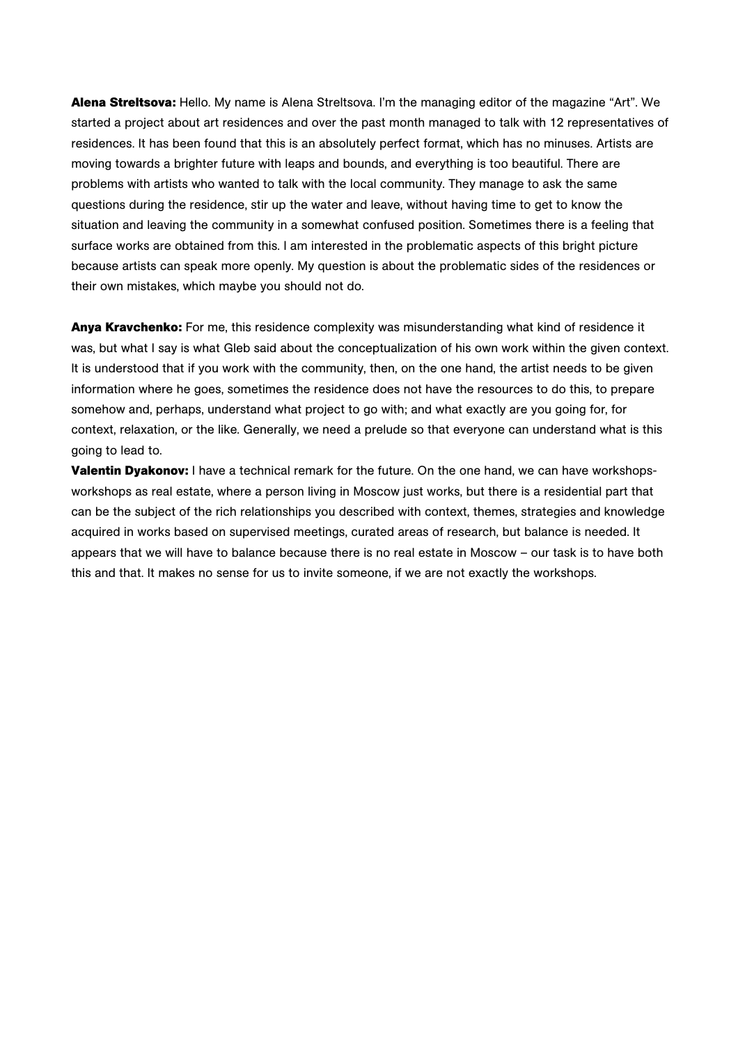**Alena Streltsova:** Hello. My name is Alena Streltsova. I'm the managing editor of the magazine "Art". We started a project about art residences and over the past month managed to talk with 12 representatives of residences. It has been found that this is an absolutely perfect format, which has no minuses. Artists are moving towards a brighter future with leaps and bounds, and everything is too beautiful. There are problems with artists who wanted to talk with the local community. They manage to ask the same questions during the residence, stir up the water and leave, without having time to get to know the situation and leaving the community in a somewhat confused position. Sometimes there is a feeling that surface works are obtained from this. I am interested in the problematic aspects of this bright picture because artists can speak more openly. My question is about the problematic sides of the residences or their own mistakes, which maybe you should not do.

**Anya Kravchenko:** For me, this residence complexity was misunderstanding what kind of residence it was, but what I say is what Gleb said about the conceptualization of his own work within the given context. It is understood that if you work with the community, then, on the one hand, the artist needs to be given information where he goes, sometimes the residence does not have the resources to do this, to prepare somehow and, perhaps, understand what project to go with; and what exactly are you going for, for context, relaxation, or the like. Generally, we need a prelude so that everyone can understand what is this going to lead to.

**Valentin Dyakonov:** I have a technical remark for the future. On the one hand, we can have workshops-workshops as real estate, where a person living in Moscow just works, but there is a residential part that can be the subject of the rich relationships you described with context, themes, strategies and knowledge acquired in works based on supervised meetings, curated areas of research, but balance is needed. It appears that we will have to balance because there is no real estate in Moscow – our task is to have both this and that. It makes no sense for us to invite someone, if we are not exactly the workshops.